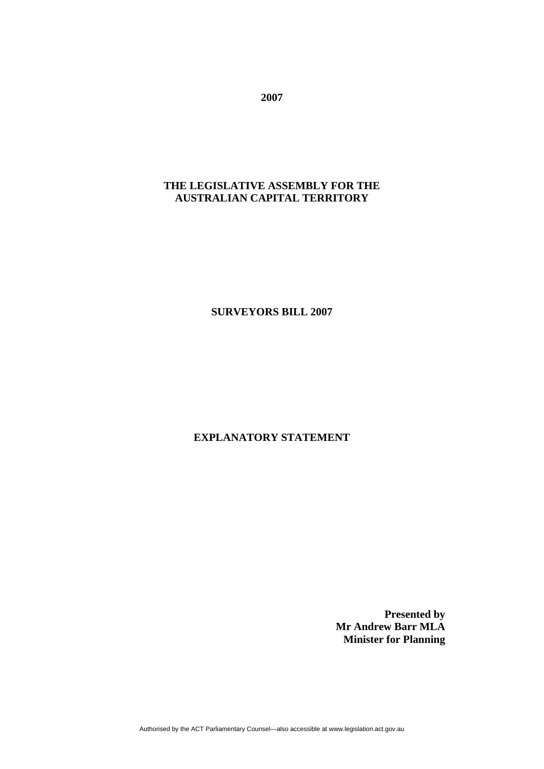**2007**

**THE LEGISLATIVE ASSEMBLY FOR THE AUSTRALIAN CAPITAL TERRITORY**

**SURVEYORS BILL 2007**

**EXPLANATORY STATEMENT**

**Presented by**
**Mr Andrew Barr MLA**
**Minister for Planning**

Authorised by the ACT Parliamentary Counsel—also accessible at www.legislation.act.gov.au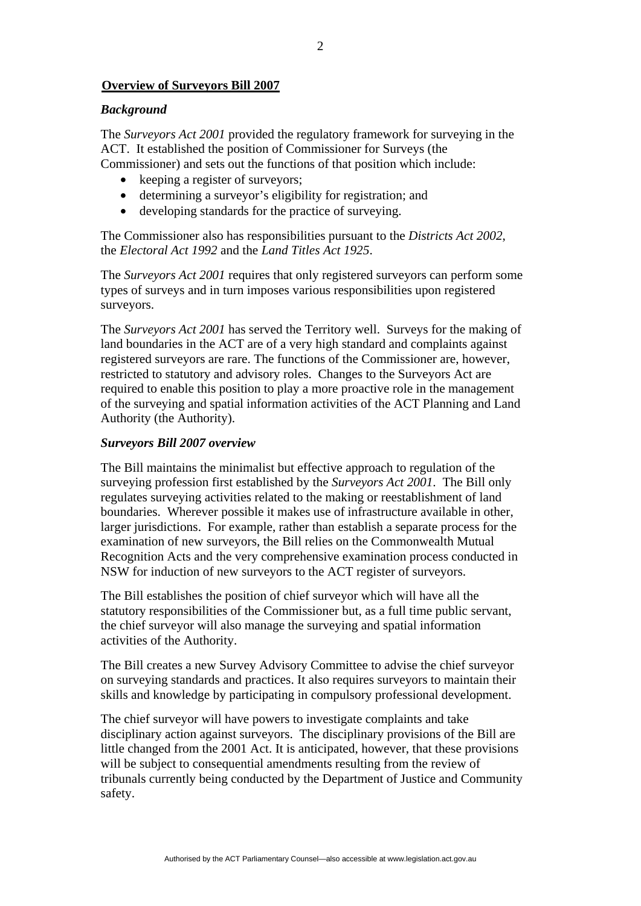## Overview of Surveyors Bill 2007

### *Background*

The *Surveyors Act 2001* provided the regulatory framework for surveying in the ACT. It established the position of Commissioner for Surveys (the Commissioner) and sets out the functions of that position which include:

- keeping a register of surveyors;
- determining a surveyor's eligibility for registration; and
- developing standards for the practice of surveying.

The Commissioner also has responsibilities pursuant to the *Districts Act 2002*, the *Electoral Act 1992* and the *Land Titles Act 1925*.

The *Surveyors Act 2001* requires that only registered surveyors can perform some types of surveys and in turn imposes various responsibilities upon registered surveyors.

The *Surveyors Act 2001* has served the Territory well. Surveys for the making of land boundaries in the ACT are of a very high standard and complaints against registered surveyors are rare. The functions of the Commissioner are, however, restricted to statutory and advisory roles. Changes to the Surveyors Act are required to enable this position to play a more proactive role in the management of the surveying and spatial information activities of the ACT Planning and Land Authority (the Authority).

### *Surveyors Bill 2007 overview*

The Bill maintains the minimalist but effective approach to regulation of the surveying profession first established by the *Surveyors Act 2001*. The Bill only regulates surveying activities related to the making or reestablishment of land boundaries. Wherever possible it makes use of infrastructure available in other, larger jurisdictions. For example, rather than establish a separate process for the examination of new surveyors, the Bill relies on the Commonwealth Mutual Recognition Acts and the very comprehensive examination process conducted in NSW for induction of new surveyors to the ACT register of surveyors.

The Bill establishes the position of chief surveyor which will have all the statutory responsibilities of the Commissioner but, as a full time public servant, the chief surveyor will also manage the surveying and spatial information activities of the Authority.

The Bill creates a new Survey Advisory Committee to advise the chief surveyor on surveying standards and practices. It also requires surveyors to maintain their skills and knowledge by participating in compulsory professional development.

The chief surveyor will have powers to investigate complaints and take disciplinary action against surveyors. The disciplinary provisions of the Bill are little changed from the 2001 Act. It is anticipated, however, that these provisions will be subject to consequential amendments resulting from the review of tribunals currently being conducted by the Department of Justice and Community safety.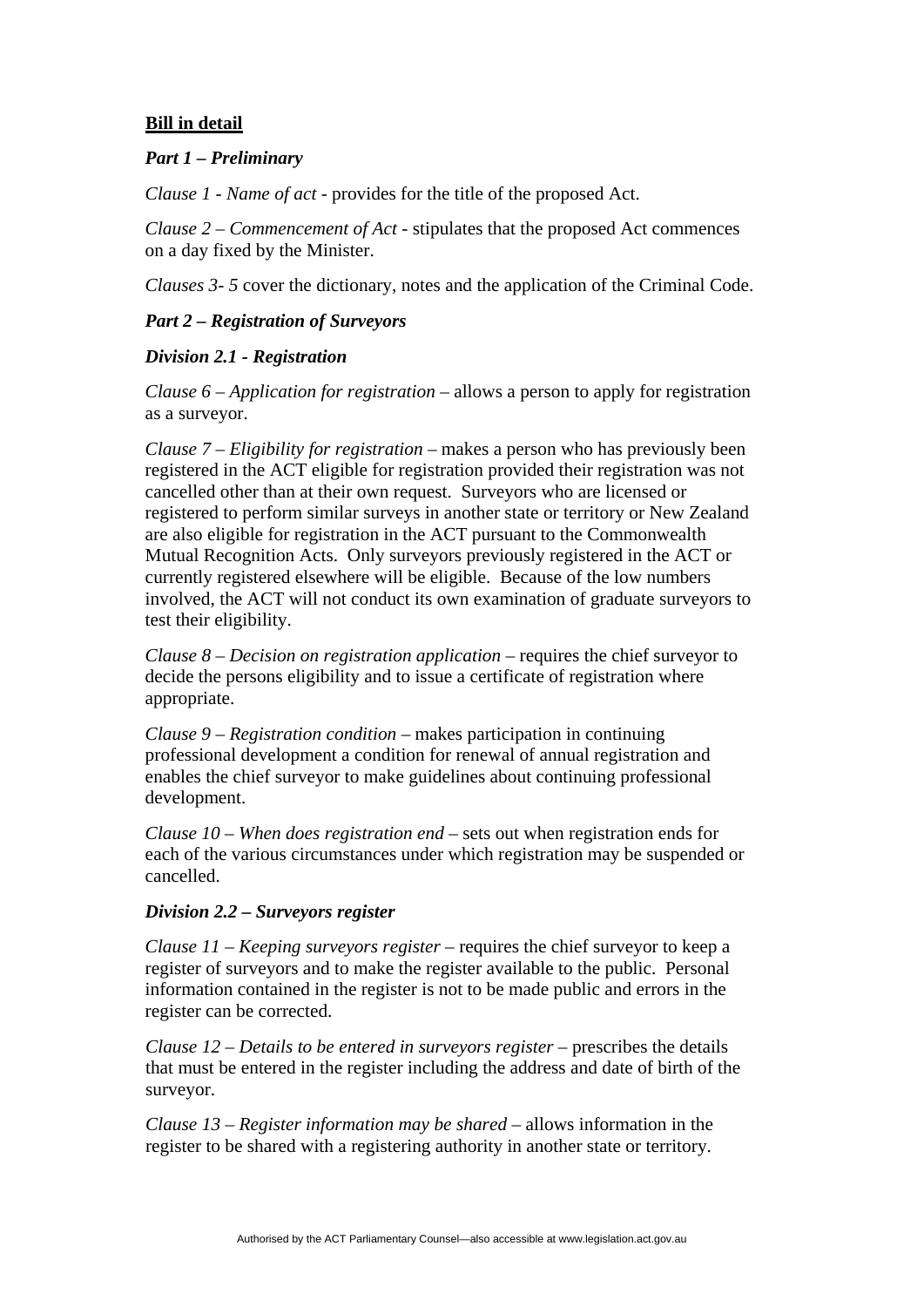**Bill in detail**

***Part 1 – Preliminary***

*Clause 1 - Name of act* - provides for the title of the proposed Act.

*Clause 2 – Commencement of Act* - stipulates that the proposed Act commences on a day fixed by the Minister.

*Clauses 3- 5* cover the dictionary, notes and the application of the Criminal Code.

***Part 2 – Registration of Surveyors***

***Division 2.1 - Registration***

*Clause 6 – Application for registration* – allows a person to apply for registration as a surveyor.

*Clause 7 – Eligibility for registration* – makes a person who has previously been registered in the ACT eligible for registration provided their registration was not cancelled other than at their own request. Surveyors who are licensed or registered to perform similar surveys in another state or territory or New Zealand are also eligible for registration in the ACT pursuant to the Commonwealth Mutual Recognition Acts. Only surveyors previously registered in the ACT or currently registered elsewhere will be eligible. Because of the low numbers involved, the ACT will not conduct its own examination of graduate surveyors to test their eligibility.

*Clause 8 – Decision on registration application* – requires the chief surveyor to decide the persons eligibility and to issue a certificate of registration where appropriate.

*Clause 9 – Registration condition* – makes participation in continuing professional development a condition for renewal of annual registration and enables the chief surveyor to make guidelines about continuing professional development.

*Clause 10 – When does registration end* – sets out when registration ends for each of the various circumstances under which registration may be suspended or cancelled.

***Division 2.2 – Surveyors register***

*Clause 11 – Keeping surveyors register* – requires the chief surveyor to keep a register of surveyors and to make the register available to the public. Personal information contained in the register is not to be made public and errors in the register can be corrected.

*Clause 12 – Details to be entered in surveyors register* – prescribes the details that must be entered in the register including the address and date of birth of the surveyor.

*Clause 13 – Register information may be shared* – allows information in the register to be shared with a registering authority in another state or territory.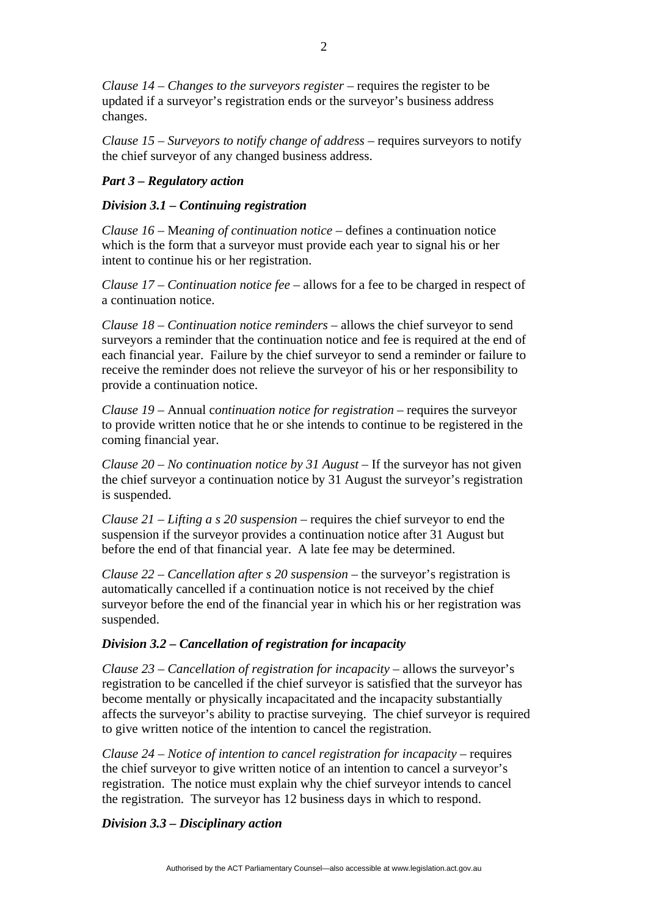*Clause 14 – Changes to the surveyors register* – requires the register to be updated if a surveyor's registration ends or the surveyor's business address changes.

*Clause 15 – Surveyors to notify change of address* – requires surveyors to notify the chief surveyor of any changed business address.

***Part 3 – Regulatory action***

***Division 3.1 – Continuing registration***

*Clause 16* – M*eaning of continuation notice* – defines a continuation notice which is the form that a surveyor must provide each year to signal his or her intent to continue his or her registration.

*Clause 17 – Continuation notice fee* – allows for a fee to be charged in respect of a continuation notice.

*Clause 18 – Continuation notice reminders* – allows the chief surveyor to send surveyors a reminder that the continuation notice and fee is required at the end of each financial year. Failure by the chief surveyor to send a reminder or failure to receive the reminder does not relieve the surveyor of his or her responsibility to provide a continuation notice.

*Clause 19* – Annual c*ontinuation notice for registration* – requires the surveyor to provide written notice that he or she intends to continue to be registered in the coming financial year.

*Clause 20 – No* c*ontinuation notice by 31 August* – If the surveyor has not given the chief surveyor a continuation notice by 31 August the surveyor's registration is suspended.

*Clause 21 – Lifting a s 20 suspension* – requires the chief surveyor to end the suspension if the surveyor provides a continuation notice after 31 August but before the end of that financial year. A late fee may be determined.

*Clause 22 – Cancellation after s 20 suspension* – the surveyor's registration is automatically cancelled if a continuation notice is not received by the chief surveyor before the end of the financial year in which his or her registration was suspended.

***Division 3.2 – Cancellation of registration for incapacity***

*Clause 23 – Cancellation of registration for incapacity* – allows the surveyor's registration to be cancelled if the chief surveyor is satisfied that the surveyor has become mentally or physically incapacitated and the incapacity substantially affects the surveyor's ability to practise surveying. The chief surveyor is required to give written notice of the intention to cancel the registration.

*Clause 24 – Notice of intention to cancel registration for incapacity* – requires the chief surveyor to give written notice of an intention to cancel a surveyor's registration. The notice must explain why the chief surveyor intends to cancel the registration. The surveyor has 12 business days in which to respond.

***Division 3.3 – Disciplinary action***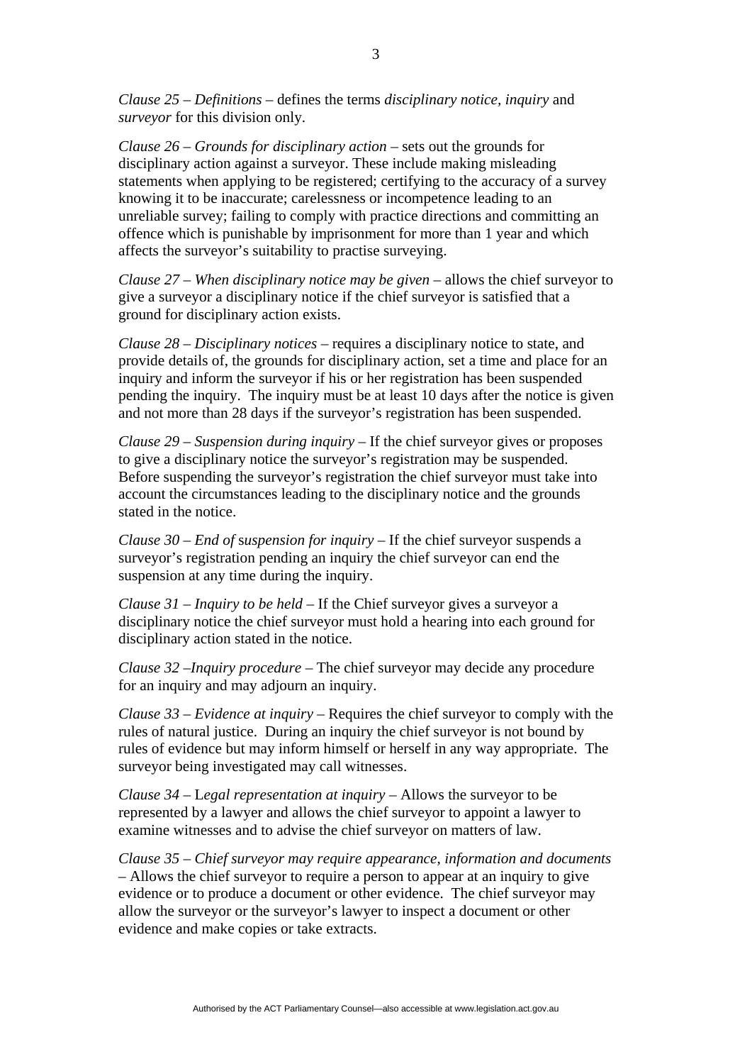*Clause 25 – Definitions* – defines the terms *disciplinary notice, inquiry* and *surveyor* for this division only.

*Clause 26 – Grounds for disciplinary action* – sets out the grounds for disciplinary action against a surveyor. These include making misleading statements when applying to be registered; certifying to the accuracy of a survey knowing it to be inaccurate; carelessness or incompetence leading to an unreliable survey; failing to comply with practice directions and committing an offence which is punishable by imprisonment for more than 1 year and which affects the surveyor's suitability to practise surveying.

*Clause 27 – When disciplinary notice may be given* – allows the chief surveyor to give a surveyor a disciplinary notice if the chief surveyor is satisfied that a ground for disciplinary action exists.

*Clause 28 – Disciplinary notices* – requires a disciplinary notice to state, and provide details of, the grounds for disciplinary action, set a time and place for an inquiry and inform the surveyor if his or her registration has been suspended pending the inquiry. The inquiry must be at least 10 days after the notice is given and not more than 28 days if the surveyor's registration has been suspended.

*Clause 29 – Suspension during inquiry* – If the chief surveyor gives or proposes to give a disciplinary notice the surveyor's registration may be suspended. Before suspending the surveyor's registration the chief surveyor must take into account the circumstances leading to the disciplinary notice and the grounds stated in the notice.

*Clause 30 – End of suspension for inquiry* – If the chief surveyor suspends a surveyor's registration pending an inquiry the chief surveyor can end the suspension at any time during the inquiry.

*Clause 31 – Inquiry to be held* – If the Chief surveyor gives a surveyor a disciplinary notice the chief surveyor must hold a hearing into each ground for disciplinary action stated in the notice.

*Clause 32 –Inquiry procedure* – The chief surveyor may decide any procedure for an inquiry and may adjourn an inquiry.

*Clause 33 – Evidence at inquiry* – Requires the chief surveyor to comply with the rules of natural justice. During an inquiry the chief surveyor is not bound by rules of evidence but may inform himself or herself in any way appropriate. The surveyor being investigated may call witnesses.

*Clause 34 – Legal representation at inquiry* – Allows the surveyor to be represented by a lawyer and allows the chief surveyor to appoint a lawyer to examine witnesses and to advise the chief surveyor on matters of law.

*Clause 35 – Chief surveyor may require appearance, information and documents* – Allows the chief surveyor to require a person to appear at an inquiry to give evidence or to produce a document or other evidence. The chief surveyor may allow the surveyor or the surveyor's lawyer to inspect a document or other evidence and make copies or take extracts.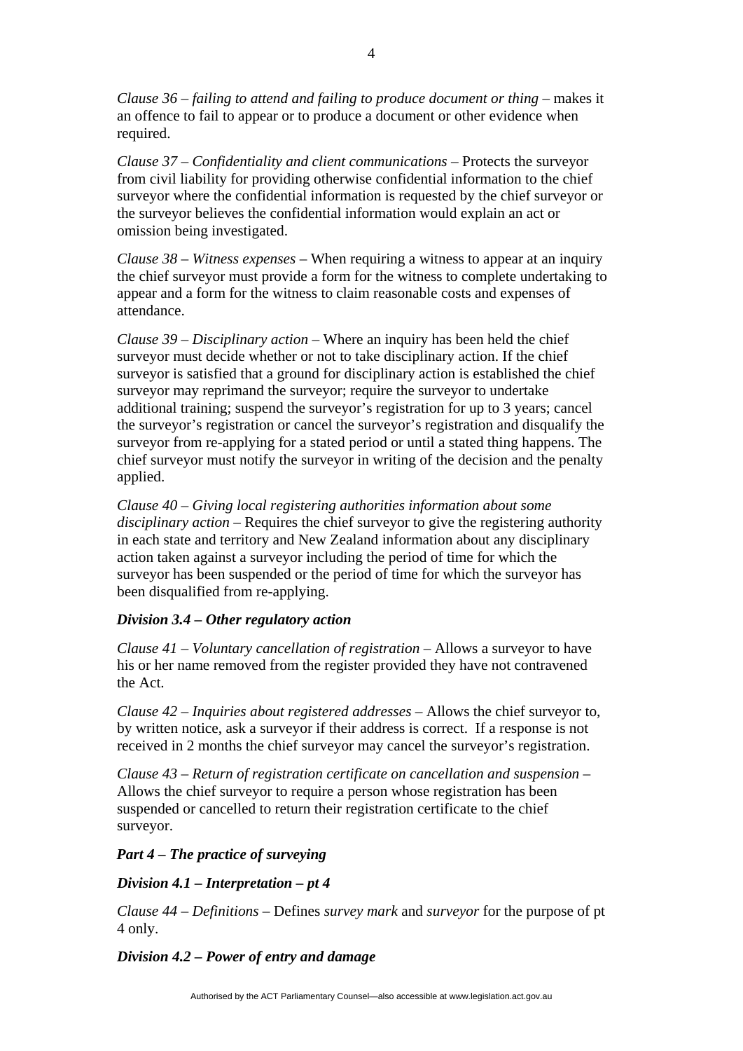*Clause 36 – failing to attend and failing to produce document or thing* – makes it an offence to fail to appear or to produce a document or other evidence when required.

*Clause 37 – Confidentiality and client communications* – Protects the surveyor from civil liability for providing otherwise confidential information to the chief surveyor where the confidential information is requested by the chief surveyor or the surveyor believes the confidential information would explain an act or omission being investigated.

*Clause 38 – Witness expenses* – When requiring a witness to appear at an inquiry the chief surveyor must provide a form for the witness to complete undertaking to appear and a form for the witness to claim reasonable costs and expenses of attendance.

*Clause 39 – Disciplinary action* – Where an inquiry has been held the chief surveyor must decide whether or not to take disciplinary action. If the chief surveyor is satisfied that a ground for disciplinary action is established the chief surveyor may reprimand the surveyor; require the surveyor to undertake additional training; suspend the surveyor's registration for up to 3 years; cancel the surveyor's registration or cancel the surveyor's registration and disqualify the surveyor from re-applying for a stated period or until a stated thing happens. The chief surveyor must notify the surveyor in writing of the decision and the penalty applied.

*Clause 40 – Giving local registering authorities information about some disciplinary action* – Requires the chief surveyor to give the registering authority in each state and territory and New Zealand information about any disciplinary action taken against a surveyor including the period of time for which the surveyor has been suspended or the period of time for which the surveyor has been disqualified from re-applying.

***Division 3.4 – Other regulatory action***

*Clause 41 – Voluntary cancellation of registration* – Allows a surveyor to have his or her name removed from the register provided they have not contravened the Act.

*Clause 42 – Inquiries about registered addresses* – Allows the chief surveyor to, by written notice, ask a surveyor if their address is correct. If a response is not received in 2 months the chief surveyor may cancel the surveyor's registration.

*Clause 43 – Return of registration certificate on cancellation and suspension* – Allows the chief surveyor to require a person whose registration has been suspended or cancelled to return their registration certificate to the chief surveyor.

***Part 4 – The practice of surveying***

***Division 4.1 – Interpretation – pt 4***

*Clause 44 – Definitions* – Defines *survey mark* and *surveyor* for the purpose of pt 4 only.

***Division 4.2 – Power of entry and damage***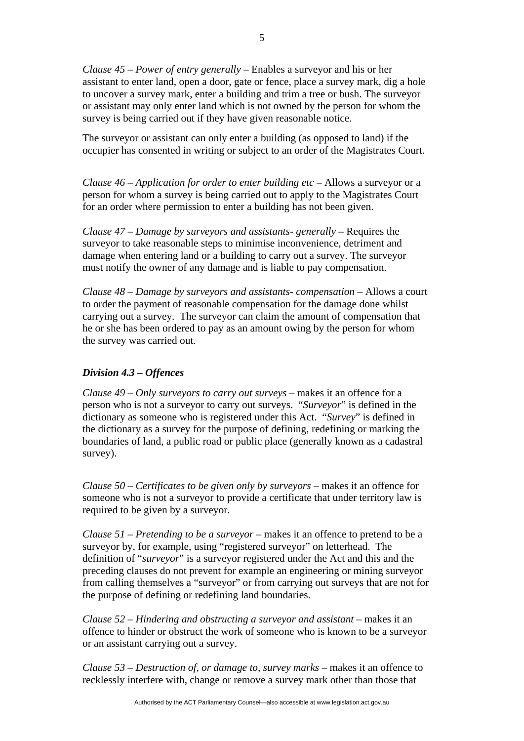*Clause 45 – Power of entry generally* – Enables a surveyor and his or her assistant to enter land, open a door, gate or fence, place a survey mark, dig a hole to uncover a survey mark, enter a building and trim a tree or bush. The surveyor or assistant may only enter land which is not owned by the person for whom the survey is being carried out if they have given reasonable notice.

The surveyor or assistant can only enter a building (as opposed to land) if the occupier has consented in writing or subject to an order of the Magistrates Court.

*Clause 46 – Application for order to enter building etc* – Allows a surveyor or a person for whom a survey is being carried out to apply to the Magistrates Court for an order where permission to enter a building has not been given.

*Clause 47 – Damage by surveyors and assistants- generally* – Requires the surveyor to take reasonable steps to minimise inconvenience, detriment and damage when entering land or a building to carry out a survey. The surveyor must notify the owner of any damage and is liable to pay compensation.

*Clause 48 – Damage by surveyors and assistants- compensation* – Allows a court to order the payment of reasonable compensation for the damage done whilst carrying out a survey. The surveyor can claim the amount of compensation that he or she has been ordered to pay as an amount owing by the person for whom the survey was carried out.

### *Division 4.3 – Offences*

*Clause 49 – Only surveyors to carry out surveys* – makes it an offence for a person who is not a surveyor to carry out surveys. "*Surveyor*" is defined in the dictionary as someone who is registered under this Act. "*Survey*" is defined in the dictionary as a survey for the purpose of defining, redefining or marking the boundaries of land, a public road or public place (generally known as a cadastral survey).

*Clause 50 – Certificates to be given only by surveyors* – makes it an offence for someone who is not a surveyor to provide a certificate that under territory law is required to be given by a surveyor.

*Clause 51 – Pretending to be a surveyor* – makes it an offence to pretend to be a surveyor by, for example, using "registered surveyor" on letterhead. The definition of "*surveyor*" is a surveyor registered under the Act and this and the preceding clauses do not prevent for example an engineering or mining surveyor from calling themselves a "surveyor" or from carrying out surveys that are not for the purpose of defining or redefining land boundaries.

*Clause 52 – Hindering and obstructing a surveyor and assistant* – makes it an offence to hinder or obstruct the work of someone who is known to be a surveyor or an assistant carrying out a survey.

*Clause 53 – Destruction of, or damage to, survey marks* – makes it an offence to recklessly interfere with, change or remove a survey mark other than those that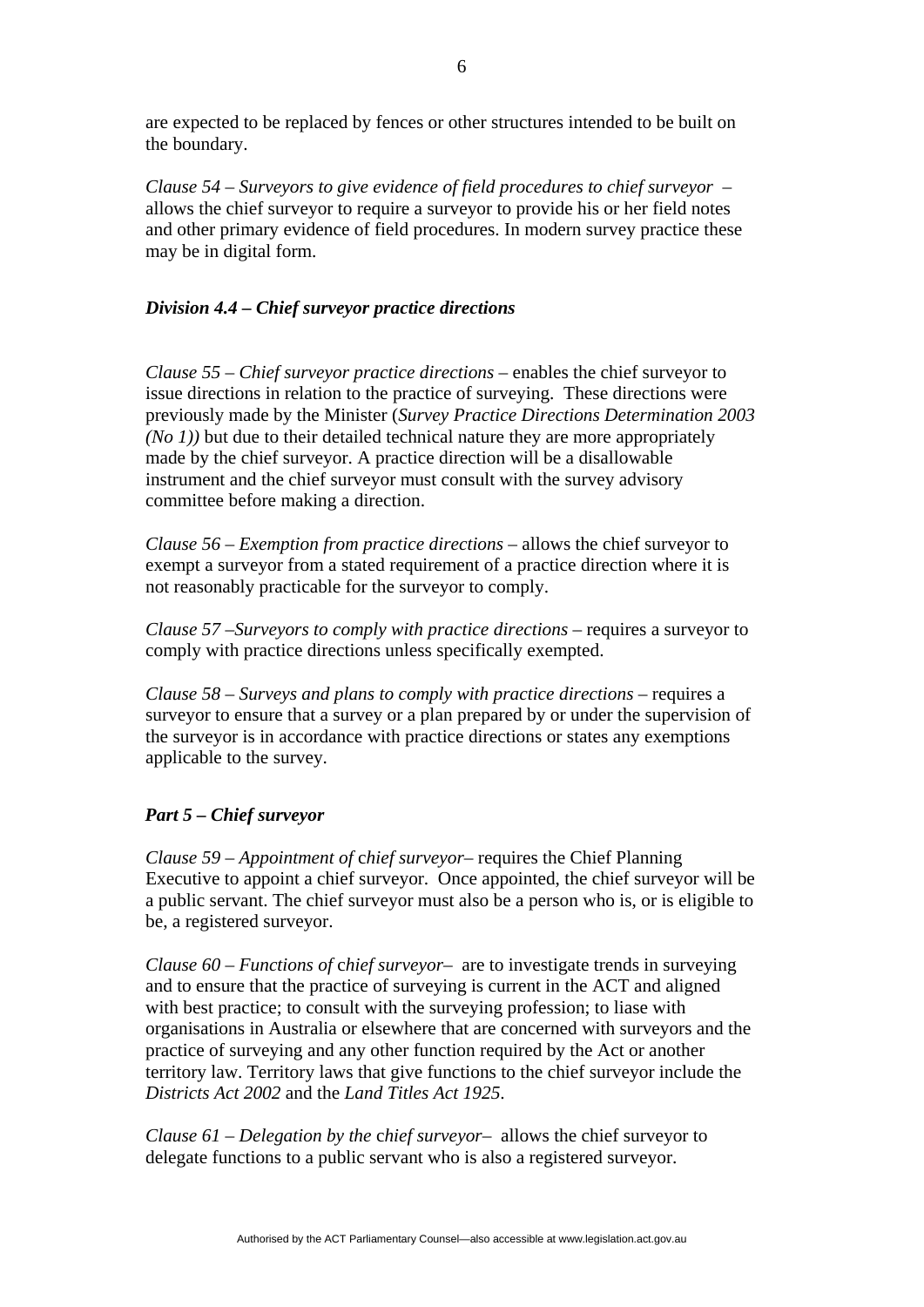are expected to be replaced by fences or other structures intended to be built on the boundary.

*Clause 54 – Surveyors to give evidence of field procedures to chief surveyor* – allows the chief surveyor to require a surveyor to provide his or her field notes and other primary evidence of field procedures. In modern survey practice these may be in digital form.

### *Division 4.4 – Chief surveyor practice directions*

*Clause 55 – Chief surveyor practice directions* – enables the chief surveyor to issue directions in relation to the practice of surveying. These directions were previously made by the Minister (*Survey Practice Directions Determination 2003 (No 1))* but due to their detailed technical nature they are more appropriately made by the chief surveyor. A practice direction will be a disallowable instrument and the chief surveyor must consult with the survey advisory committee before making a direction.

*Clause 56 – Exemption from practice directions* – allows the chief surveyor to exempt a surveyor from a stated requirement of a practice direction where it is not reasonably practicable for the surveyor to comply.

*Clause 57 –Surveyors to comply with practice directions* – requires a surveyor to comply with practice directions unless specifically exempted.

*Clause 58 – Surveys and plans to comply with practice directions* – requires a surveyor to ensure that a survey or a plan prepared by or under the supervision of the surveyor is in accordance with practice directions or states any exemptions applicable to the survey.

## *Part 5 – Chief surveyor*

*Clause 59 – Appointment of chief surveyor*– requires the Chief Planning Executive to appoint a chief surveyor. Once appointed, the chief surveyor will be a public servant. The chief surveyor must also be a person who is, or is eligible to be, a registered surveyor.

*Clause 60 – Functions of chief surveyor*– are to investigate trends in surveying and to ensure that the practice of surveying is current in the ACT and aligned with best practice; to consult with the surveying profession; to liase with organisations in Australia or elsewhere that are concerned with surveyors and the practice of surveying and any other function required by the Act or another territory law. Territory laws that give functions to the chief surveyor include the *Districts Act 2002* and the *Land Titles Act 1925*.

*Clause 61 – Delegation by the chief surveyor*– allows the chief surveyor to delegate functions to a public servant who is also a registered surveyor.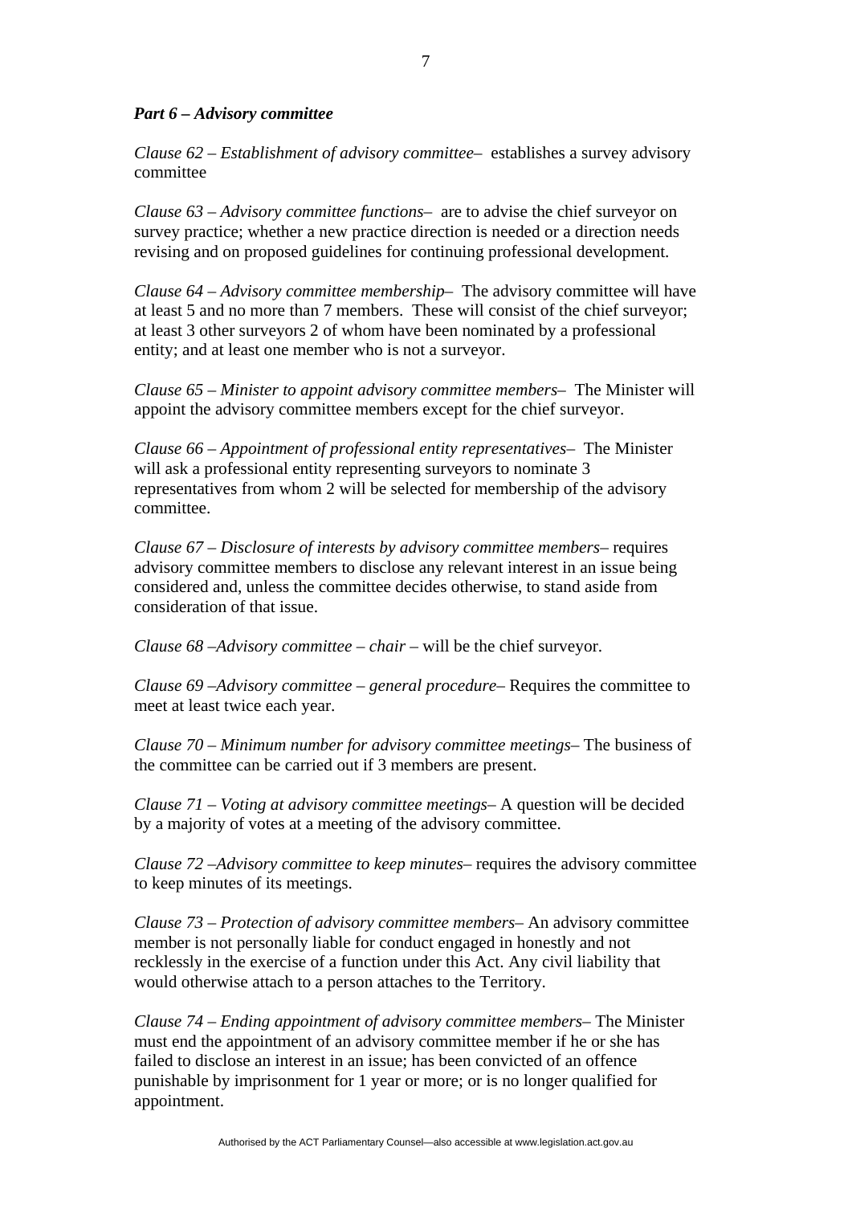***Part 6 – Advisory committee***

*Clause 62 – Establishment of advisory committee*– establishes a survey advisory committee

*Clause 63 – Advisory committee functions*– are to advise the chief surveyor on survey practice; whether a new practice direction is needed or a direction needs revising and on proposed guidelines for continuing professional development.

*Clause 64 – Advisory committee membership*– The advisory committee will have at least 5 and no more than 7 members. These will consist of the chief surveyor; at least 3 other surveyors 2 of whom have been nominated by a professional entity; and at least one member who is not a surveyor.

*Clause 65 – Minister to appoint advisory committee members*– The Minister will appoint the advisory committee members except for the chief surveyor.

*Clause 66 – Appointment of professional entity representatives*– The Minister will ask a professional entity representing surveyors to nominate 3 representatives from whom 2 will be selected for membership of the advisory committee.

*Clause 67 – Disclosure of interests by advisory committee members*– requires advisory committee members to disclose any relevant interest in an issue being considered and, unless the committee decides otherwise, to stand aside from consideration of that issue.

*Clause 68 –Advisory committee – chair* – will be the chief surveyor.

*Clause 69 –Advisory committee – general procedure*– Requires the committee to meet at least twice each year.

*Clause 70 – Minimum number for advisory committee meetings*– The business of the committee can be carried out if 3 members are present.

*Clause 71 – Voting at advisory committee meetings*– A question will be decided by a majority of votes at a meeting of the advisory committee.

*Clause 72 –Advisory committee to keep minutes*– requires the advisory committee to keep minutes of its meetings.

*Clause 73 – Protection of advisory committee members*– An advisory committee member is not personally liable for conduct engaged in honestly and not recklessly in the exercise of a function under this Act. Any civil liability that would otherwise attach to a person attaches to the Territory.

*Clause 74 – Ending appointment of advisory committee members*– The Minister must end the appointment of an advisory committee member if he or she has failed to disclose an interest in an issue; has been convicted of an offence punishable by imprisonment for 1 year or more; or is no longer qualified for appointment.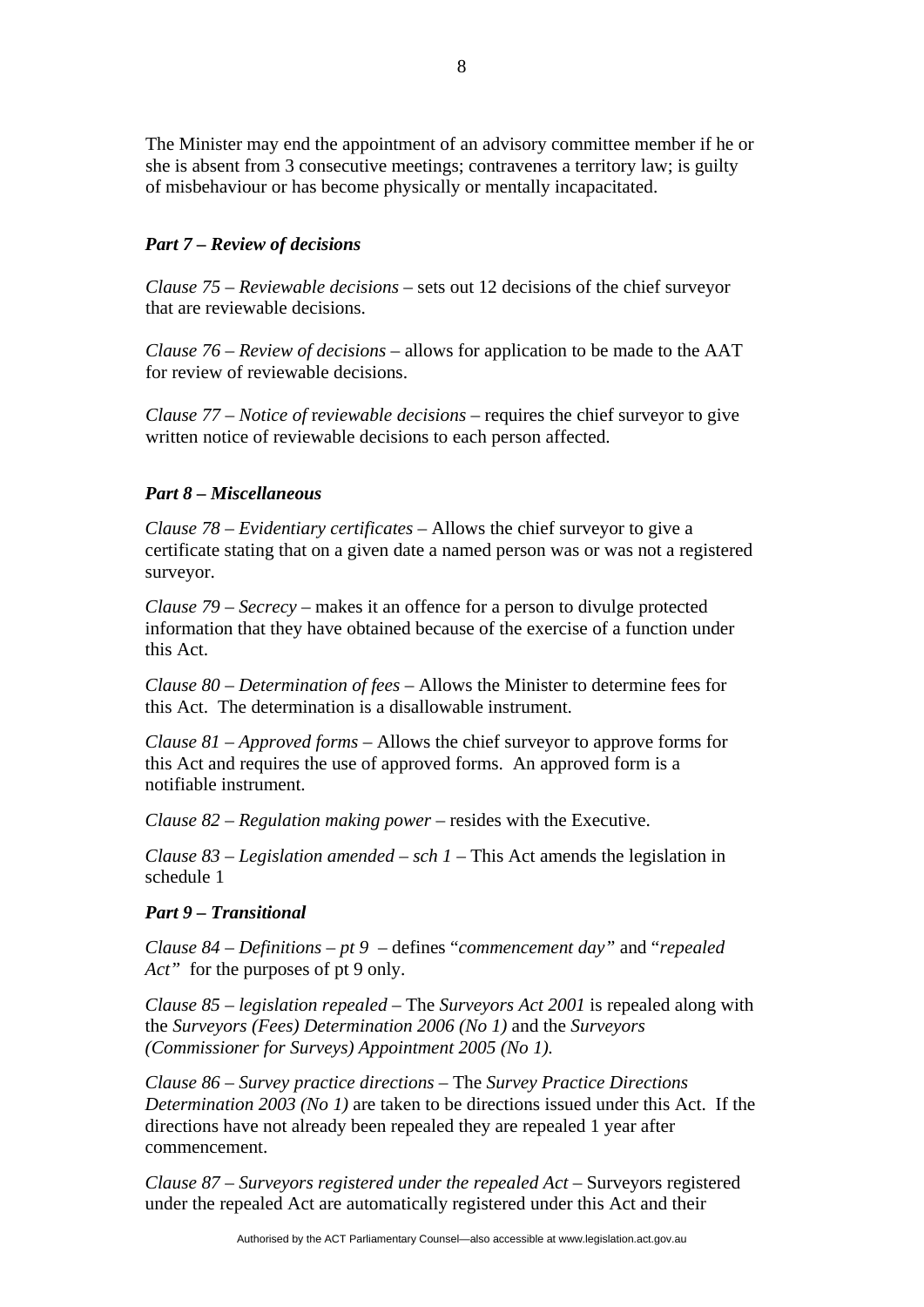The Minister may end the appointment of an advisory committee member if he or she is absent from 3 consecutive meetings; contravenes a territory law; is guilty of misbehaviour or has become physically or mentally incapacitated.

### *Part 7 – Review of decisions*

*Clause 75 – Reviewable decisions* – sets out 12 decisions of the chief surveyor that are reviewable decisions.

*Clause 76 – Review of decisions* – allows for application to be made to the AAT for review of reviewable decisions.

*Clause 77 – Notice of reviewable decisions* – requires the chief surveyor to give written notice of reviewable decisions to each person affected.

### *Part 8 – Miscellaneous*

*Clause 78 – Evidentiary certificates* – Allows the chief surveyor to give a certificate stating that on a given date a named person was or was not a registered surveyor.

*Clause 79 – Secrecy* – makes it an offence for a person to divulge protected information that they have obtained because of the exercise of a function under this Act.

*Clause 80 – Determination of fees* – Allows the Minister to determine fees for this Act. The determination is a disallowable instrument.

*Clause 81 – Approved forms* – Allows the chief surveyor to approve forms for this Act and requires the use of approved forms. An approved form is a notifiable instrument.

*Clause 82 – Regulation making power* – resides with the Executive.

*Clause 83 – Legislation amended – sch 1* – This Act amends the legislation in schedule 1

### *Part 9 – Transitional*

*Clause 84 – Definitions – pt 9* – defines "*commencement day"* and "*repealed Act"* for the purposes of pt 9 only.

*Clause 85 – legislation repealed* – The *Surveyors Act 2001* is repealed along with the *Surveyors (Fees) Determination 2006 (No 1)* and the *Surveyors (Commissioner for Surveys) Appointment 2005 (No 1).*

*Clause 86 – Survey practice directions* – The *Survey Practice Directions Determination 2003 (No 1)* are taken to be directions issued under this Act. If the directions have not already been repealed they are repealed 1 year after commencement.

*Clause 87 – Surveyors registered under the repealed Act* – Surveyors registered under the repealed Act are automatically registered under this Act and their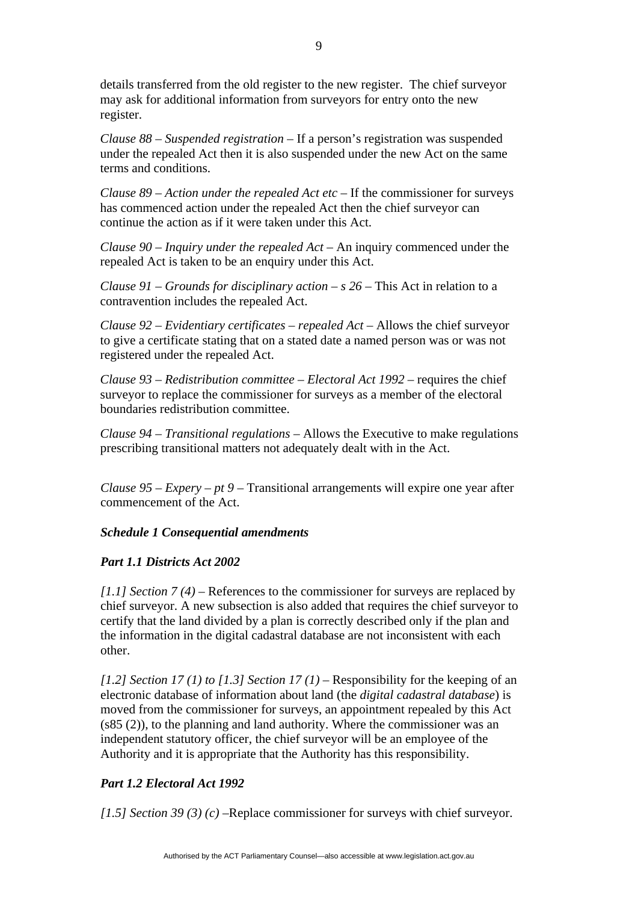details transferred from the old register to the new register. The chief surveyor may ask for additional information from surveyors for entry onto the new register.

*Clause 88 – Suspended registration* – If a person's registration was suspended under the repealed Act then it is also suspended under the new Act on the same terms and conditions.

*Clause 89 – Action under the repealed Act etc* – If the commissioner for surveys has commenced action under the repealed Act then the chief surveyor can continue the action as if it were taken under this Act.

*Clause 90 – Inquiry under the repealed Act* – An inquiry commenced under the repealed Act is taken to be an enquiry under this Act.

*Clause 91 – Grounds for disciplinary action – s 26* – This Act in relation to a contravention includes the repealed Act.

*Clause 92 – Evidentiary certificates – repealed Act* – Allows the chief surveyor to give a certificate stating that on a stated date a named person was or was not registered under the repealed Act.

*Clause 93 – Redistribution committee – Electoral Act 1992* – requires the chief surveyor to replace the commissioner for surveys as a member of the electoral boundaries redistribution committee.

*Clause 94 – Transitional regulations* – Allows the Executive to make regulations prescribing transitional matters not adequately dealt with in the Act.

*Clause 95 – Expery – pt 9* – Transitional arrangements will expire one year after commencement of the Act.

***Schedule 1 Consequential amendments***

***Part 1.1 Districts Act 2002***

*[1.1] Section 7 (4)* – References to the commissioner for surveys are replaced by chief surveyor. A new subsection is also added that requires the chief surveyor to certify that the land divided by a plan is correctly described only if the plan and the information in the digital cadastral database are not inconsistent with each other.

*[1.2] Section 17 (1) to [1.3] Section 17 (1)* – Responsibility for the keeping of an electronic database of information about land (the *digital cadastral database*) is moved from the commissioner for surveys, an appointment repealed by this Act (s85 (2)), to the planning and land authority. Where the commissioner was an independent statutory officer, the chief surveyor will be an employee of the Authority and it is appropriate that the Authority has this responsibility.

***Part 1.2 Electoral Act 1992***

*[1.5] Section 39 (3) (c)* –Replace commissioner for surveys with chief surveyor.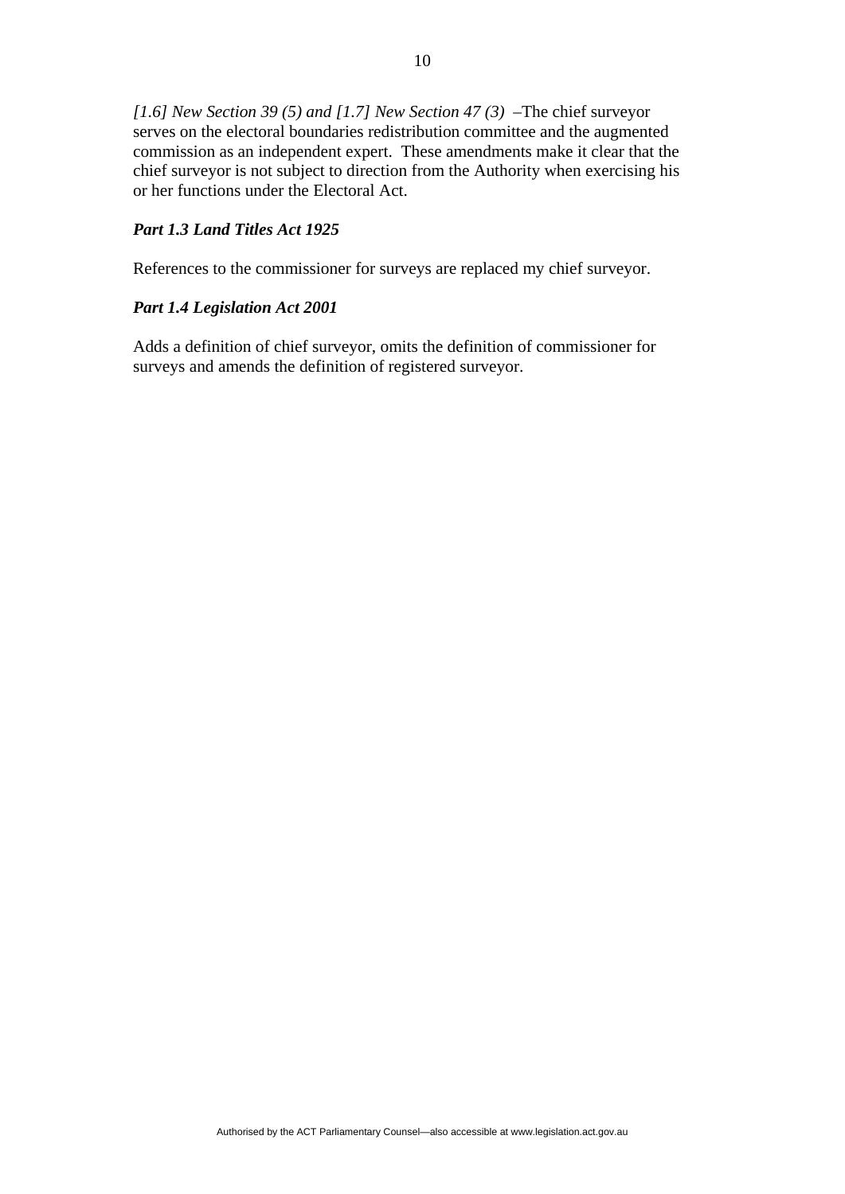*[1.6] New Section 39 (5) and [1.7] New Section 47 (3)* –The chief surveyor serves on the electoral boundaries redistribution committee and the augmented commission as an independent expert. These amendments make it clear that the chief surveyor is not subject to direction from the Authority when exercising his or her functions under the Electoral Act.

***Part 1.3 Land Titles Act 1925***

References to the commissioner for surveys are replaced my chief surveyor.

***Part 1.4 Legislation Act 2001***

Adds a definition of chief surveyor, omits the definition of commissioner for surveys and amends the definition of registered surveyor.